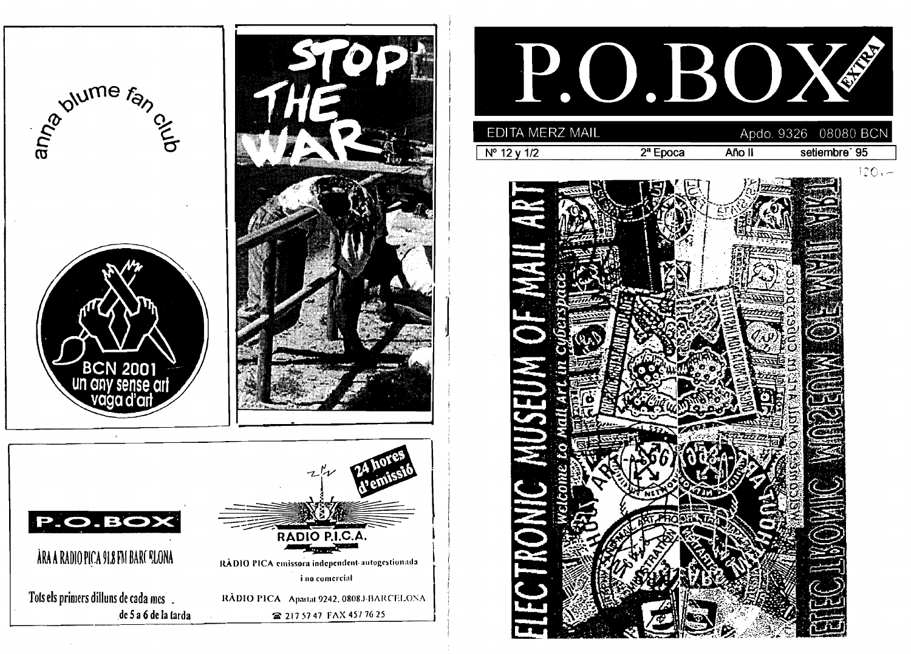anna blume fan club

BCN 2001
un any sense art
vaga d'art

STOP THE WAR

P.O.BOX

ÀRA A RADIO PICA 91.8 FM BARCELONA

Tots els primers dilluns de cada mes de 5 a 6 de la tarda

24 hores d'emissió

RADIO P.I.C.A.

RÀDIO PICA emissora independent autogestionada i no comercial

RÀDIO PICA Apartat 9242. 08080-BARCELONA

☎ 217 57 47 FAX 457 76 25

# P.O.BOX EXTRA

EDITA MERZ MAIL — Apdo. 9326 08080 BCN

Nº 12 y 1/2 — 2ª Epoca — Año II — setiembre´ 95

120,-

ELECTRONIC MUSEUM OF MAIL ART

*welcome to Mail Art in cyberspace*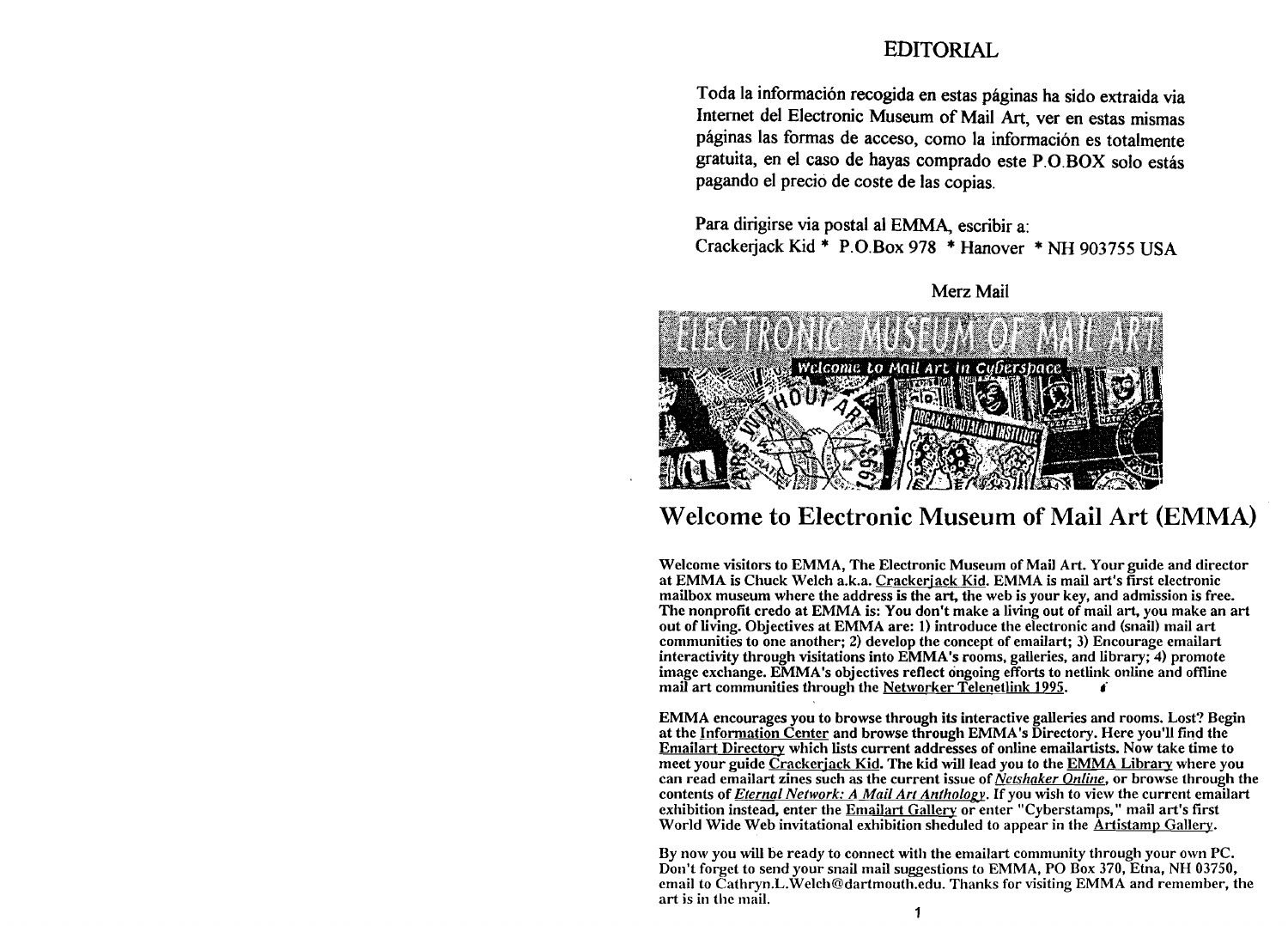# EDITORIAL

Toda la información recogida en estas páginas ha sido extraida via Internet del Electronic Museum of Mail Art, ver en estas mismas páginas las formas de acceso, como la información es totalmente gratuita, en el caso de hayas comprado este P.O.BOX solo estás pagando el precio de coste de las copias.

Para dirigirse via postal al EMMA, escribir a:
Crackerjack Kid * P.O.Box 978 * Hanover * NH 903755 USA

Merz Mail

## Welcome to Electronic Museum of Mail Art (EMMA)

**Welcome visitors to EMMA, The Electronic Museum of Mail Art. Your guide and director at EMMA is Chuck Welch a.k.a. Crackerjack Kid. EMMA is mail art's first electronic mailbox museum where the address is the art, the web is your key, and admission is free. The nonprofit credo at EMMA is: You don't make a living out of mail art, you make an art out of living. Objectives at EMMA are: 1) introduce the electronic and (snail) mail art communities to one another; 2) develop the concept of emailart; 3) Encourage emailart interactivity through visitations into EMMA's rooms, galleries, and library; 4) promote image exchange. EMMA's objectives reflect ongoing efforts to netlink online and offline mail art communities through the Networker Telenetlink 1995.**

**EMMA encourages you to browse through its interactive galleries and rooms. Lost? Begin at the Information Center and browse through EMMA's Directory. Here you'll find the Emailart Directory which lists current addresses of online emailartists. Now take time to meet your guide Crackerjack Kid. The kid will lead you to the EMMA Library where you can read emailart zines such as the current issue of *Netshaker Online*, or browse through the contents of *Eternal Network: A Mail Art Anthology*. If you wish to view the current emailart exhibition instead, enter the Emailart Gallery or enter "Cyberstamps," mail art's first World Wide Web invitational exhibition sheduled to appear in the Artistamp Gallery.**

**By now you will be ready to connect with the emailart community through your own PC. Don't forget to send your snail mail suggestions to EMMA, PO Box 370, Etna, NH 03750, email to Cathryn.L.Welch@dartmouth.edu. Thanks for visiting EMMA and remember, the art is in the mail.**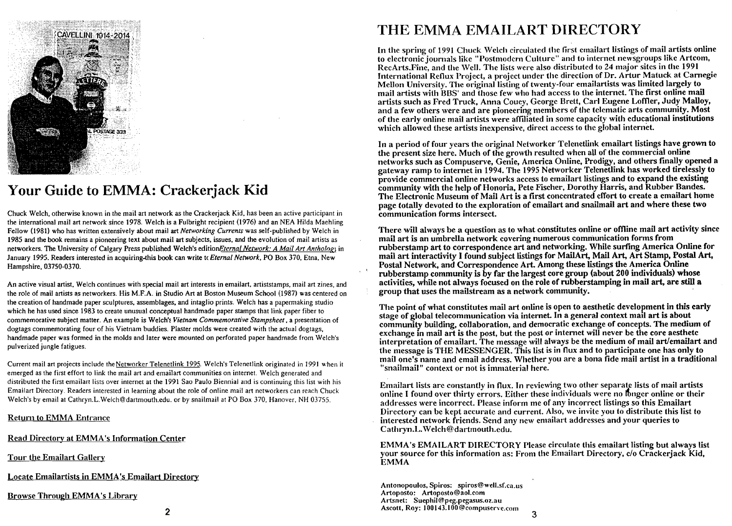# Your Guide to EMMA: Crackerjack Kid

Chuck Welch, otherwise known in the mail art network as the Crackerjack Kid, has been an active participant in the international mail art network since 1978. Welch is a Fulbright recipient (1976) and an NEA Hilda Maehling Fellow (1981) who has written extensively about mail art *Networking Currents* was self-published by Welch in 1985 and the book remains a pioneering text about mail art subjects, issues, and the evolution of mail artists as networkers. The University of Calgary Press published Welch's edition*Eternal Network: A Mail Art Anthology* in January 1995. Readers interested in acquiring this book can write to *Eternal Network*, PO Box 370, Etna, New Hampshire, 03750-0370.

An active visual artist, Welch continues with special mail art interests in emailart, artiststamps, mail art zines, and the role of mail artists as networkers. His M.F.A. in Studio Art at Boston Museum School (1987) was centered on the creation of handmade paper sculptures, assemblages, and intaglio prints. Welch has a papermaking studio which he has used since 1983 to create unusual conceptual handmade paper stamps that link paper fiber to commemorative subject matter. An example is Welch's *Vietnam Commemorative Stampsheet*, a presentation of dogtags commemorating four of his Vietnam buddies. Plaster molds were created with the actual dogtags, handmade paper was formed in the molds and later were mounted on perforated paper handmade from Welch's pulverized jungle fatigues.

Current mail art projects include the Networker Telenetlink 1995. Welch's Telenetlink originated in 1991 when it emerged as the first effort to link the mail art and emailart communities on internet. Welch generated and distributed the first emailart lists over internet at the 1991 Sao Paulo Biennial and is continuing this list with his Emailart Directory. Readers interested in learning about the role of online mail art networkers can reach Chuck Welch's by email at Cathryn.L.Welch@dartmouth.edu. or by snailmail at PO Box 370, Hanover, NH 03755.

Return to EMMA Entrance

Read Directory at EMMA's Information Center

Tour the Emailart Gallery

Locate Emailartists in EMMA's Emailart Directory

Browse Through EMMA's Library

# THE EMMA EMAILART DIRECTORY

In the spring of 1991 Chuck Welch circulated the first emailart listings of mail artists online to electronic journals like "Postmodern Culture" and to internet newsgroups like Artcom, RecArts.Fine, and the Well. The lists were also distributed to 24 major sites in the 1991 International Reflux Project, a project under the direction of Dr. Artur Matuck at Carnegie Mellon University. The original listing of twenty-four emailartists was limited largely to mail artists with BBS' and those few who had access to the internet. The first online mail artists such as Fred Truck, Anna Couey, George Brett, Carl Eugene Loffler, Judy Malloy, and a few others were and are pioneering members of the telematic arts community. Most of the early online mail artists were affiliated in some capacity with educational institutions which allowed these artists inexpensive, direct access to the global internet.

In a period of four years the original Networker Telenetlink emailart listings have grown to the present size here. Much of the growth resulted when all of the commercial online networks such as Compuserve, Genie, America Online, Prodigy, and others finally opened a gateway ramp to internet in 1994. The 1995 Networker Telenetlink has worked tirelessly to provide commercial online networks access to emailart listings and to expand the existing community with the help of Honoria, Pete Fischer, Dorothy Harris, and Rubber Bandes. The Electronic Museum of Mail Art is a first concentrated effort to create a emailart home page totally devoted to the exploration of emailart and snailmail art and where these two communication forms intersect.

There will always be a question as to what constitutes online or offline mail art activity since mail art is an umbrella network covering numerous communication forms from rubberstamp art to correspondence art and networking. While surfing America Online for mail art interactivity I found subject listings for MailArt, Mail Art, Art Stamp, Postal Art, Postal Network, and Correspondence Art. Among these listings the America Online rubberstamp community is by far the largest core group (about 200 individuals) whose activities, while not always focused on the role of rubberstamping in mail art, are still a group that uses the mailstream as a network community.

The point of what constitutes mail art online is open to aesthetic development in this early stage of global telecommunication via internet. In a general context mail art is about community building, collaboration, and democratic exchange of concepts. The medium of exchange in mail art is the post, but the post or internet will never be the core aesthetc interpretation of emailart. The message will always be the medium of mail art/emailart and the message is THE MESSENGER. This list is in flux and to participate one has only to mail one's name and email address. Whether you are a bona fide mail artist in a traditional "snailmail" context or not is immaterial here.

Emailart lists are constantly in flux. In reviewing two other separate lists of mail artists online I found over thirty errors. Either these individuals were no longer online or their addresses were incorrect. Please inform me of any incorrect listings so this Emailart Directory can be kept accurate and current. Also, we invite you to distribute this list to interested network friends. Send any new emailart addresses and your queries to Cathryn.L.Welch@dartmouth.edu.

EMMA's EMAILART DIRECTORY Please circulate this emailart listing but always list your source for this information as: From the Emailart Directory, c/o Crackerjack Kid, EMMA

**Antonopoulos, Spiros: spiros@well.sf.ca.us**
**Artoposto: Artoposto@aol.com**
**Artsnet: Suephil@peg.pegasus.oz.au**
**Ascott, Roy: 100143.100@compuserve.com**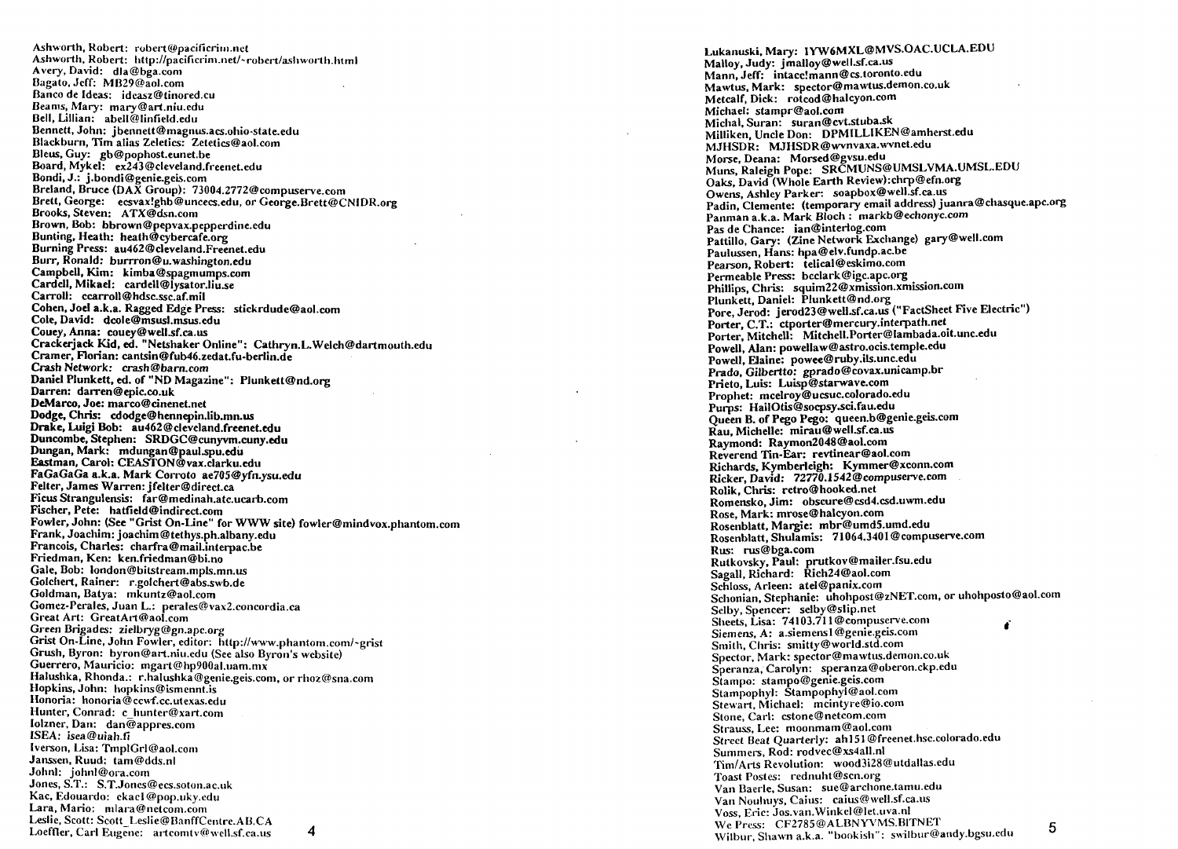Ashworth, Robert: robert@pacificrim.net
Ashworth, Robert: http://pacificrim.net/~robert/ashworth.html
Avery, David: dla@bga.com
Bagato, Jeff: MB29@aol.com
Banco de Ideas: ideasz@tinored.cu
Beams, Mary: mary@art.niu.edu
Bell, Lillian: abell@linfield.edu
Bennett, John: jbennett@magnus.acs.ohio-state.edu
Blackburn, Tim alias Zeletics: Zetetics@aol.com
Bleus, Guy: gb@pophost.eunet.be
Board, Mykel: ex243@cleveland.freenet.edu
Bondi, J.: j.bondi@genie.geis.com
Breland, Bruce (DAX Group): 73004.2772@compuserve.com
Brett, George: ecsvax!ghb@uncecs.edu, or George.Brett@CNIDR.org
Brooks, Steven: ATX@dsn.com
Brown, Bob: bbrown@pepvax.pepperdine.edu
Bunting, Heath: heath@cybercafe.org
Burning Press: au462@cleveland.Freenet.edu
Burr, Ronald: burrron@u.washington.edu
Campbell, Kim: kimba@spagmumps.com
Cardell, Mikael: cardell@lysator.liu.se
Carroll: ccarroll@hdsc.ssc.af.mil
Cohen, Joel a.k.a. Ragged Edge Press: stickrdude@aol.com
Cole, David: dcole@msusl.msus.edu
Couey, Anna: couey@well.sf.ca.us
Crackerjack Kid, ed. "Netshaker Online": Cathryn.L.Welch@dartmouth.edu
Cramer, Florian: cantsin@fub46.zedat.fu-berlin.de
Crash Network: crash@barn.com
Daniel Plunkett, ed. of "ND Magazine": Plunkett@nd.org
Darren: darren@epic.co.uk
DeMarco, Joe: marco@cinenet.net
Dodge, Chris: cdodge@hennepin.lib.mn.us
Drake, Luigi Bob: au462@cleveland.freenet.edu
Duncombe, Stephen: SRDGC@cunyvm.cuny.edu
Dungan, Mark: mdungan@paul.spu.edu
Eastman, Carol: CEASTON@vax.clarku.edu
FaGaGaGa a.k.a. Mark Corroto ae705@yfn.ysu.edu
Felter, James Warren: jfelter@direct.ca
Ficus Strangulensis: far@medinah.atc.ucarb.com
Fischer, Pete: hatfield@indirect.com
Fowler, John: (See "Grist On-Line" for WWW site) fowler@mindvox.phantom.com
Frank, Joachim: joachim@tethys.ph.albany.edu
Francois, Charles: charfra@mail.interpac.be
Friedman, Ken: ken.friedman@bi.no
Gale, Bob: london@bitstream.mpls.mn.us
Golchert, Rainer: r.golchert@abs.swb.de
Goldman, Batya: mkuntz@aol.com
Gomez-Perales, Juan L.: perales@vax2.concordia.ca
Great Art: GreatArt@aol.com
Green Brigades: zielbryg@gn.apc.org
Grist On-Line, John Fowler, editor: http://www.phantom.com/~grist
Grush, Byron: byron@art.niu.edu (See also Byron's website)
Guerrero, Mauricio: mgart@hp900al.uam.mx
Halushka, Rhonda.: r.halushka@genie.geis.com, or rhoz@sna.com
Hopkins, John: hopkins@ismennt.is
Honoria: honoria@ccwf.cc.utexas.edu
Hunter, Conrad: c_hunter@xart.com
Iolzner, Dan: dan@appres.com
ISEA: isea@uiah.fi
Iverson, Lisa: TmplGrl@aol.com
Janssen, Ruud: tam@dds.nl
Johnl: johnl@ora.com
Jones, S.T.: S.T.Jones@ecs.soton.ac.uk
Kac, Edouardo: ekac1@pop.uky.edu
Lara, Mario: mlara@netcom.com
Leslie, Scott: Scott_Leslie@BanffCentre.AB.CA
Loeffler, Carl Eugene: artcomtv@well.sf.ca.us

Lukanuski, Mary: 1YW6MXL@MVS.OAC.UCLA.EDU
Malloy, Judy: jmalloy@well.sf.ca.us
Mann, Jeff: intacc!mann@cs.toronto.edu
Mawtus, Mark: spector@mawtus.demon.co.uk
Metcalf, Dick: rotcod@halcyon.com
Michael: stampr@aol.com
Michal, Suran: suran@cvt.stuba.sk
Milliken, Uncle Don: DPMILLIKEN@amherst.edu
MJHSDR: MJHSDR@wvnvaxa.wvnet.edu
Morse, Deana: Morsed@gvsu.edu
Muns, Raleigh Pope: SRCMUNS@UMSLVMA.UMSL.EDU
Oaks, David (Whole Earth Review):chrp@efn.org
Owens, Ashley Parker: soapbox@well.sf.ca.us
Padin, Clemente: (temporary email address) juanra@chasque.apc.org
Panman a.k.a. Mark Bloch : markb@echonyc.com
Pas de Chance: ian@interlog.com
Pattillo, Gary: (Zine Network Exchange) gary@well.com
Paulussen, Hans: hpa@elv.fundp.ac.be
Pearson, Robert: telical@eskimo.com
Permeable Press: bcclark@igc.apc.org
Phillips, Chris: squim22@xmission.xmission.com
Plunkett, Daniel: Plunkett@nd.org
Pore, Jerod: jerod23@well.sf.ca.us ("FactSheet Five Electric")
Porter, C.T.: ctporter@mercury.interpath.net
Porter, Mitchell: Mitchell.Porter@lambada.oit.unc.edu
Powell, Alan: powellaw@astro.ocis.temple.edu
Powell, Elaine: powee@ruby.ils.unc.edu
Prado, Gilbertto: gprado@covax.unicamp.br
Prieto, Luis: Luisp@starwave.com
Prophet: mcelroy@ucsuc.colorado.edu
Purps: HailOtis@socpsy.sci.fau.edu
Queen B. of Pego Pego: queen.b@genie.geis.com
Rau, Michelle: mirau@well.sf.ca.us
Raymond: Raymon2048@aol.com
Reverend Tin-Ear: revtinear@aol.com
Richards, Kymberleigh: Kymmer@xconn.com
Ricker, David: 72770.1542@compuserve.com
Rolik, Chris: retro@hooked.net
Romensko, Jim: obscure@csd4.csd.uwm.edu
Rose, Mark: mrose@halcyon.com
Rosenblatt, Margie: mbr@umd5.umd.edu
Rosenblatt, Shulamis: 71064.3401@compuserve.com
Rus: rus@bga.com
Rutkovsky, Paul: prutkov@mailer.fsu.edu
Sagall, Richard: Rich24@aol.com
Schloss, Arleen: atel@panix.com
Schonian, Stephanie: uhohpost@zNET.com, or uhohposto@aol.com
Selby, Spencer: selby@slip.net
Sheets, Lisa: 74103.711@compuserve.com
Siemens, A: a.siemens1@genie.geis.com
Smith, Chris: smitty@world.std.com
Spector, Mark: spector@mawtus.demon.co.uk
Speranza, Carolyn: speranza@oberon.ckp.edu
Stampo: stampo@genie.geis.com
Stampophyl: Stampophyl@aol.com
Stewart, Michael: mcintyre@io.com
Stone, Carl: cstone@netcom.com
Strauss, Lee: moonmam@aol.com
Street Beat Quarterly: ah151@freenet.hsc.colorado.edu
Summers, Rod: rodvec@xs4all.nl
Tim/Arts Revolution: wood3i28@utdallas.edu
Toast Postes: rednuht@scn.org
Van Baerle, Susan: sue@archone.tamu.edu
Van Nouhuys, Caius: caius@well.sf.ca.us
Voss, Eric: Jos.van.Winkel@let.uva.nl
We Press: CF2785@ALBNYVMS.BITNET
Wilbur, Shawn a.k.a. "bookish": swilbur@andy.bgsu.edu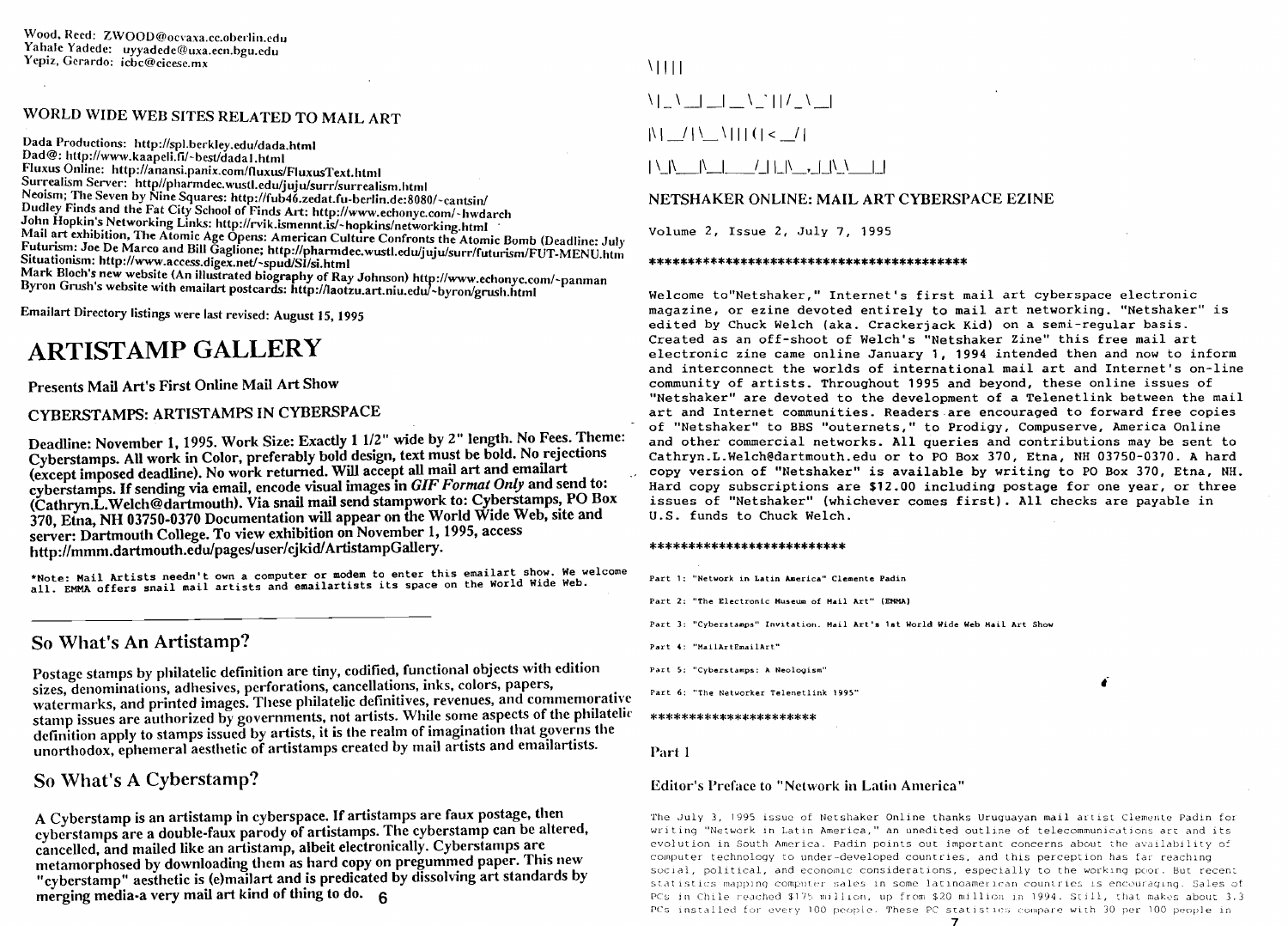Wood, Reed: ZWOOD@ocvaxa.cc.oberlin.edu
Yahale Yadede: uyyadede@uxa.ecn.bgu.edu
Yepiz, Gerardo: icbc@cicese.mx

## WORLD WIDE WEB SITES RELATED TO MAIL ART

Dada Productions: http://spl.berkley.edu/dada.html
Dad@: http://www.kaapeli.fi/~best/dada1.html
Fluxus Online: http://anansi.panix.com/fluxus/FluxusText.html
Surrealism Server: http//pharmdec.wustl.edu/juju/surr/surrealism.html
Neoism; The Seven by Nine Squares: http://fub46.zedat.fu-berlin.de:8080/~cantsin/
Dudley Finds and the Fat City School of Finds Art: http://www.echonyc.com/~hwdarch
John Hopkin's Networking Links: http://rvik.ismennt.is/~hopkins/networking.html
Mail art exhibition, The Atomic Age Opens: American Culture Confronts the Atomic Bomb (Deadline: July
Futurism: Joe De Marco and Bill Gaglione; http://pharmdec.wustl.edu/juju/surr/futurism/FUT-MENU.htm
Situationism: http://www.access.digex.net/~spud/SI/si.html
Mark Bloch's new website (An illustrated biography of Ray Johnson) http://www.echonyc.com/~panman
Byron Grush's website with emailart postcards: http://laotzu.art.niu.edu/~byron/grush.html

Emailart Directory listings were last revised: August 15, 1995

# ARTISTAMP GALLERY

### Presents Mail Art's First Online Mail Art Show

### CYBERSTAMPS: ARTISTAMPS IN CYBERSPACE

**Deadline: November 1, 1995. Work Size: Exactly 1 1/2" wide by 2" length. No Fees. Theme: Cyberstamps. All work in Color, preferably bold design, text must be bold. No rejections (except imposed deadline). No work returned. Will accept all mail art and emailart cyberstamps. If sending via email, encode visual images in *GIF Format Only* and send to: (Cathryn.L.Welch@dartmouth). Via snail mail send stampwork to: Cyberstamps, PO Box 370, Etna, NH 03750-0370 Documentation will appear on the World Wide Web, site and server: Dartmouth College. To view exhibition on November 1, 1995, access http://mmm.dartmouth.edu/pages/user/cjkid/ArtistampGallery.**

*Note: Mail Artists needn't own a computer or modem to enter this emailart show. We welcome all. EMMA offers snail mail artists and emailartists its space on the World Wide Web.

## So What's An Artistamp?

Postage stamps by philatelic definition are tiny, codified, functional objects with edition sizes, denominations, adhesives, perforations, cancellations, inks, colors, papers, watermarks, and printed images. These philatelic definitives, revenues, and commemorative stamp issues are authorized by governments, not artists. While some aspects of the philatelic definition apply to stamps issued by artists, it is the realm of imagination that governs the unorthodox, ephemeral aesthetic of artistamps created by mail artists and emailartists.

## So What's A Cyberstamp?

**A Cyberstamp is an artistamp in cyberspace. If artistamps are faux postage, then cyberstamps are a double-faux parody of artistamps. The cyberstamp can be altered, cancelled, and mailed like an artistamp, albeit electronically. Cyberstamps are metamorphosed by downloading them as hard copy on pregummed paper. This new "cyberstamp" aesthetic is (e)mailart and is predicated by dissolving art standards by merging media-a very mail art kind of thing to do.**

```
\|||
\|_\_|_|_\_`||/_\_|
|\|_/|\_\|||(|<_/|
|\_|\_|\_|_/_||_|\_,_||_|\_\_|_|
```

## NETSHAKER ONLINE: MAIL ART CYBERSPACE EZINE

Volume 2, Issue 2, July 7, 1995

******************************************

Welcome to"Netshaker," Internet's first mail art cyberspace electronic magazine, or ezine devoted entirely to mail art networking. "Netshaker" is edited by Chuck Welch (aka. Crackerjack Kid) on a semi-regular basis. Created as an off-shoot of Welch's "Netshaker Zine" this free mail art electronic zine came online January 1, 1994 intended then and now to inform and interconnect the worlds of international mail art and Internet's on-line community of artists. Throughout 1995 and beyond, these online issues of "Netshaker" are devoted to the development of a Telenetlink between the mail art and Internet communities. Readers are encouraged to forward free copies of "Netshaker" to BBS "outernets," to Prodigy, Compuserve, America Online and other commercial networks. All queries and contributions may be sent to Cathryn.L.Welch@dartmouth.edu or to PO Box 370, Etna, NH 03750-0370. A hard copy version of "Netshaker" is available by writing to PO Box 370, Etna, NH. Hard copy subscriptions are $12.00 including postage for one year, or three issues of "Netshaker" (whichever comes first). All checks are payable in U.S. funds to Chuck Welch.

*************************

Part 1: "Network in Latin America" Clemente Padin

Part 2: "The Electronic Museum of Mail Art" (EMMA)

Part 3: "Cyberstamps" Invitation. Mail Art's 1st World Wide Web Mail Art Show

Part 4: "MailArtEmailArt"

Part 5: "Cyberstamps: A Neologism"

Part 6: "The Networker Telenetlink 1995"

*********************

### Part 1

### Editor's Preface to "Network in Latin America"

The July 3, 1995 issue of Netshaker Online thanks Uruguayan mail artist Clemente Padin for writing "Network in Latin America," an unedited outline of telecommunications art and its evolution in South America. Padin points out important concerns about the availability of computer technology to under-developed countries, and this perception has far reaching social, political, and economic considerations, especially to the working poor. But recent statistics mapping computer sales in some latinoamerican countries is encouraging. Sales of PCs in Chile reached $175 million, up from $20 million in 1994. Still, that makes about 3.3 PCs installed for every 100 people. These PC statistics compare with 30 per 100 people in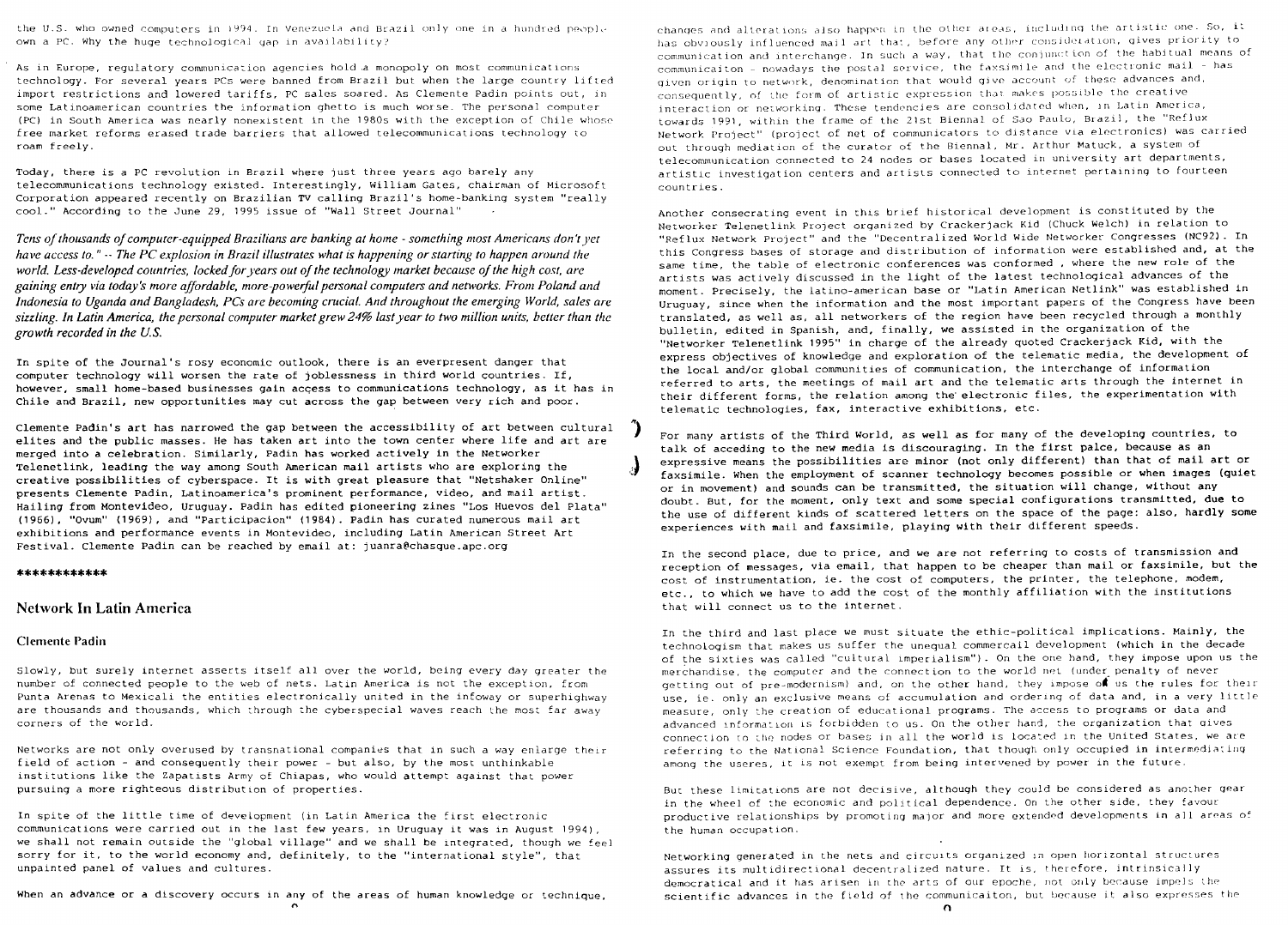the U.S. who owned computers in 1994. In Venezuela and Brazil only one in a hundred people own a PC. Why the huge technological gap in availability?

As in Europe, regulatory communication agencies hold a monopoly on most communications technology. For several years PCs were banned from Brazil but when the large country lifted import restrictions and lowered tariffs, PC sales soared. As Clemente Padin points out, in some Latinoamerican countries the information ghetto is much worse. The personal computer (PC) in South America was nearly nonexistent in the 1980s with the exception of Chile whose free market reforms erased trade barriers that allowed telecommunications technology to roam freely.

Today, there is a PC revolution in Brazil where just three years ago barely any telecommunications technology existed. Interestingly, William Gates, chairman of Microsoft Corporation appeared recently on Brazilian TV calling Brazil's home-banking system "really cool." According to the June 29, 1995 issue of "Wall Street Journal"

*Tens of thousands of computer-equipped Brazilians are banking at home - something most Americans don't yet have access to." -- The PC explosion in Brazil illustrates what is happening or starting to happen around the world. Less-developed countries, locked for years out of the technology market because of the high cost, are gaining entry via today's more affordable, more-powerful personal computers and networks. From Poland and Indonesia to Uganda and Bangladesh, PCs are becoming crucial. And throughout the emerging World, sales are sizzling. In Latin America, the personal computer market grew 24% last year to two million units, better than the growth recorded in the U.S.*

In spite of the Journal's rosy economic outlook, there is an everpresent danger that computer technology will worsen the rate of joblessness in third world countries. If, however, small home-based businesses gain access to communications technology, as it has in Chile and Brazil, new opportunities may cut across the gap between very rich and poor.

Clemente Padin's art has narrowed the gap between the accessibility of art between cultural elites and the public masses. He has taken art into the town center where life and art are merged into a celebration. Similarly, Padin has worked actively in the Networker Telenetlink, leading the way among South American mail artists who are exploring the creative possibilities of cyberspace. It is with great pleasure that "Netshaker Online" presents Clemente Padin, Latinoamerica's prominent performance, video, and mail artist. Hailing from Montevideo, Uruguay. Padin has edited pioneering zines "Los Huevos del Plata" (1966), "Ovum" (1969), and "Participacion" (1984). Padin has curated numerous mail art exhibitions and performance events in Montevideo, including Latin American Street Art Festival. Clemente Padin can be reached by email at: juanra@chasque.apc.org

************

## Network In Latin America

### Clemente Padin

Slowly, but surely internet asserts itself all over the world, being every day greater the number of connected people to the web of nets. Latin America is not the exception, from Punta Arenas to Mexicali the entities electronically united in the infoway or superhighway are thousands and thousands, which through the cyberspecial waves reach the most far away corners of the world.

Networks are not only overused by transnational companies that in such a way enlarge their field of action - and consequently their power - but also, by the most unthinkable institutions like the Zapatists Army of Chiapas, who would attempt against that power pursuing a more righteous distribution of properties.

In spite of the little time of development (in Latin America the first electronic communications were carried out in the last few years, in Uruguay it was in August 1994), we shall not remain outside the "global village" and we shall be integrated, though we feel sorry for it, to the world economy and, definitely, to the "international style", that unpainted panel of values and cultures.

When an advance or a discovery occurs in any of the areas of human knowledge or technique, changes and alterations also happen in the other areas, including the artistic one. So, it has obviously influenced mail art that, before any other consideration, gives priority to communication and interchange. In such a way, that the conjunction of the habitual means of communicaiton - nowadays the postal service, the faxsimile and the electronic mail - has given origin to network, denomination that would give account of these advances and, consequently, of the form of artistic expression that makes possible the creative interaction or networking. These tendencies are consolidated when, in Latin America, towards 1991, within the frame of the 21st Biennal of Sao Paulo, Brazil, the "Reflux Network Project" (project of net of communicators to distance via electronics) was carried out through mediation of the curator of the Biennal, Mr. Arthur Matuck, a system of telecommunication connected to 24 nodes or bases located in university art departments, artistic investigation centers and artists connected to internet pertaining to fourteen countries.

Another consecrating event in this brief historical development is constituted by the Networker Telenetlink Project organized by Crackerjack Kid (Chuck Welch) in relation to "Reflux Network Project" and the "Decentralized World Wide Networker Congresses (NC92). In this Congress bases of storage and distribution of information were established and, at the same time, the table of electronic conferences was conformed , where the new role of the artists was actively discussed in the light of the latest technological advances of the moment. Precisely, the latino-american base or "Latin American Netlink" was established in Uruguay, since when the information and the most important papers of the Congress have been translated, as well as, all networkers of the region have been recycled through a monthly bulletin, edited in Spanish, and, finally, we assisted in the organization of the "Networker Telenetlink 1995" in charge of the already quoted Crackerjack Kid, with the express objectives of knowledge and exploration of the telematic media, the development of the local and/or global communities of communication, the interchange of information referred to arts, the meetings of mail art and the telematic arts through the internet in their different forms, the relation among the electronic files, the experimentation with telematic technologies, fax, interactive exhibitions, etc.

For many artists of the Third World, as well as for many of the developing countries, to talk of acceding to the new media is discouraging. In the first palce, because as an expressive means the possibilities are minor (not only different) than that of mail art or faxsimile. When the employment of scanner technology becomes possible or when images (quiet or in movement) and sounds can be transmitted, the situation will change, without any doubt. But, for the moment, only text and some special configurations transmitted, due to the use of different kinds of scattered letters on the space of the page: also, hardly some experiences with mail and faxsimile, playing with their different speeds.

In the second place, due to price, and we are not referring to costs of transmission and reception of messages, via email, that happen to be cheaper than mail or faxsimile, but the cost of instrumentation, ie. the cost of computers, the printer, the telephone, modem, etc., to which we have to add the cost of the monthly affiliation with the institutions that will connect us to the internet.

In the third and last place we must situate the ethic-political implications. Mainly, the technologism that makes us suffer the unequal commercail development (which in the decade of the sixties was called "cultural imperialism"). On the one hand, they impose upon us the merchandise, the computer and the connection to the world net (under penalty of never getting out of pre-modernism) and, on the other hand, they impose on us the rules for their use, ie. only an exclusive means of accumulation and ordering of data and, in a very little measure, only the creation of educational programs. The access to programs or data and advanced information is forbidden to us. On the other hand, the organization that gives connection to the nodes or bases in all the world is located in the United States, we are referring to the National Science Foundation, that though only occupied in intermediating among the useres, it is not exempt from being intervened by power in the future.

But these limitations are not decisive, although they could be considered as another gear in the wheel of the economic and political dependence. On the other side, they favour productive relationships by promoting major and more extended developments in all areas of the human occupation.

Networking generated in the nets and circuits organized in open horizontal structures assures its multidirectional decentralized nature. It is, therefore, intrinsically democratical and it has arisen in the arts of our epoche, not only because impels the scientific advances in the field of the communicaiton, but because it also expresses the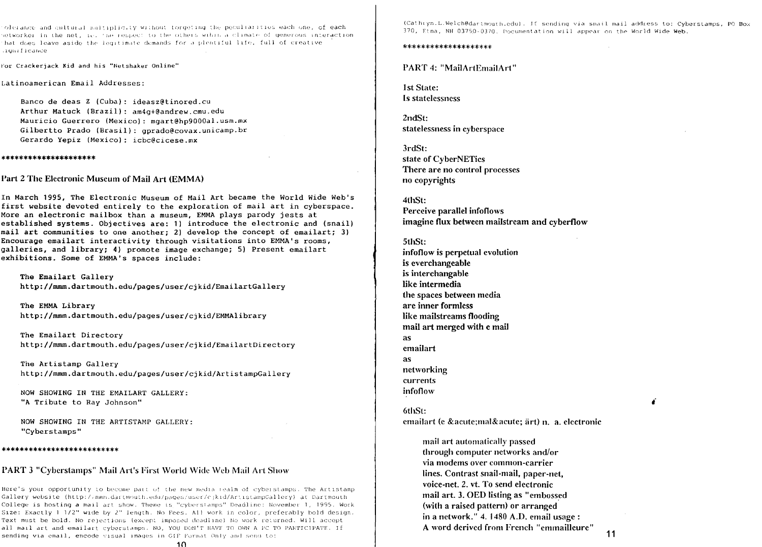tolerance and cultural multiplicity without forgetting the peculiarities each one, of each networker in the net, ie. the respect to the others within a climate of generous interaction that does leave aside the legitimate demands for a plentiful life, full of creative significance

For Crackerjack Kid and his "Netshaker Online"

Latinoamerican Email Addresses:

- Banco de deas Z (Cuba): ideasz@tinored.cu
- Arthur Matuck (Brazil): am4g+@andrew.cmu.edu
- Mauricio Guerrero (Mexico): mgart@hp9000a1.usm.mx
- Gilbertto Prado (Brasil): gprado@covax.unicamp.br
- Gerardo Yepiz (Mexico): icbc@cicese.mx

********************

## Part 2 The Electronic Museum of Mail Art (EMMA)

In March 1995, The Electronic Museum of Mail Art became the World Wide Web's first website devoted entirely to the exploration of mail art in cyberspace. More an electronic mailbox than a museum, EMMA plays parody jests at established systems. Objectives are: 1) introduce the electronic and (snail) mail art communities to one another; 2) develop the concept of emailart; 3) Encourage emailart interactivity through visitations into EMMA's rooms, galleries, and library; 4) promote image exchange; 5) Present emailart exhibitions. Some of EMMA's spaces include:

**The Emailart Gallery**
**http://mmm.dartmouth.edu/pages/user/cjkid/EmailartGallery**

**The EMMA Library**
**http://mmm.dartmouth.edu/pages/user/cjkid/EMMAlibrary**

**The Emailart Directory**
**http://mmm.dartmouth.edu/pages/user/cjkid/EmailartDirectory**

**The Artistamp Gallery**
**http://mmm.dartmouth.edu/pages/user/cjkid/ArtistampGallery**

NOW SHOWING IN THE EMAILART GALLERY:
"A Tribute to Ray Johnson"

NOW SHOWING IN THE ARTISTAMP GALLERY:
"Cyberstamps"

**************************

## PART 3 "Cyberstamps" Mail Art's First World Wide Web Mail Art Show

Here's your opportunity to become part of the new media realm of cyberstamps. The Artistamp Gallery website (http://mmm.dartmouth.edu/pages/user/cjkid/ArtistampGallery) at Dartmouth College is hosting a mail art show. Theme is "cyberstamps" Deadline: November 1, 1995. Work Size: Exactly 1 1/2" wide by 2" length. No Fees. All work in color, preferably bold design. Text must be bold. No rejections (except imposed deadline) No work returned. Will accept all mail art and emailart cyberstamps. NO, YOU DON'T HAVE TO OWN A PC TO PARTICIPATE. If sending via email, encode visual images in GIF Format Only and send to: (Cathryn.L.Welch@dartmouth.edu). If sending via snail mail address to: Cyberstamps, PO Box 370, Etna, NH 03750-0370. Documentation will appear on the World Wide Web.

*******************

## PART 4: "MailArtEmailArt"

**1st State:**
**Is statelessness**

**2ndSt:**
**statelessness in cyberspace**

**3rdSt:**
**state of CyberNETics**
**There are no control processes**
**no copyrights**

**4thSt:**
**Perceive parallel infoflows**
**imagine flux between mailstream and cyberflow**

**5thSt:**
**infoflow is perpetual evolution**
**is everchangeable**
**is interchangable**
**like intermedia**
**the spaces between media**
**are inner formless**
**like mailstreams flooding**
**mail art merged with e mail**
**as**
**emailart**
**as**
**networking**
**currents**
**infoflow**

**6thSt:**
**emailart (e &acute;mal&acute; ärt) n. a. electronic**

> **mail art automatically passed**
> **through computer networks and/or**
> **via modems over common-carrier**
> **lines. Contrast snail-mail, paper-net,**
> **voice-net. 2. vt. To send electronic**
> **mail art. 3. OED listing as "embossed**
> **(with a raised pattern) or arranged**
> **in a network." 4. 1480 A.D. email usage :**
> **A word derived from French "emmailleure"**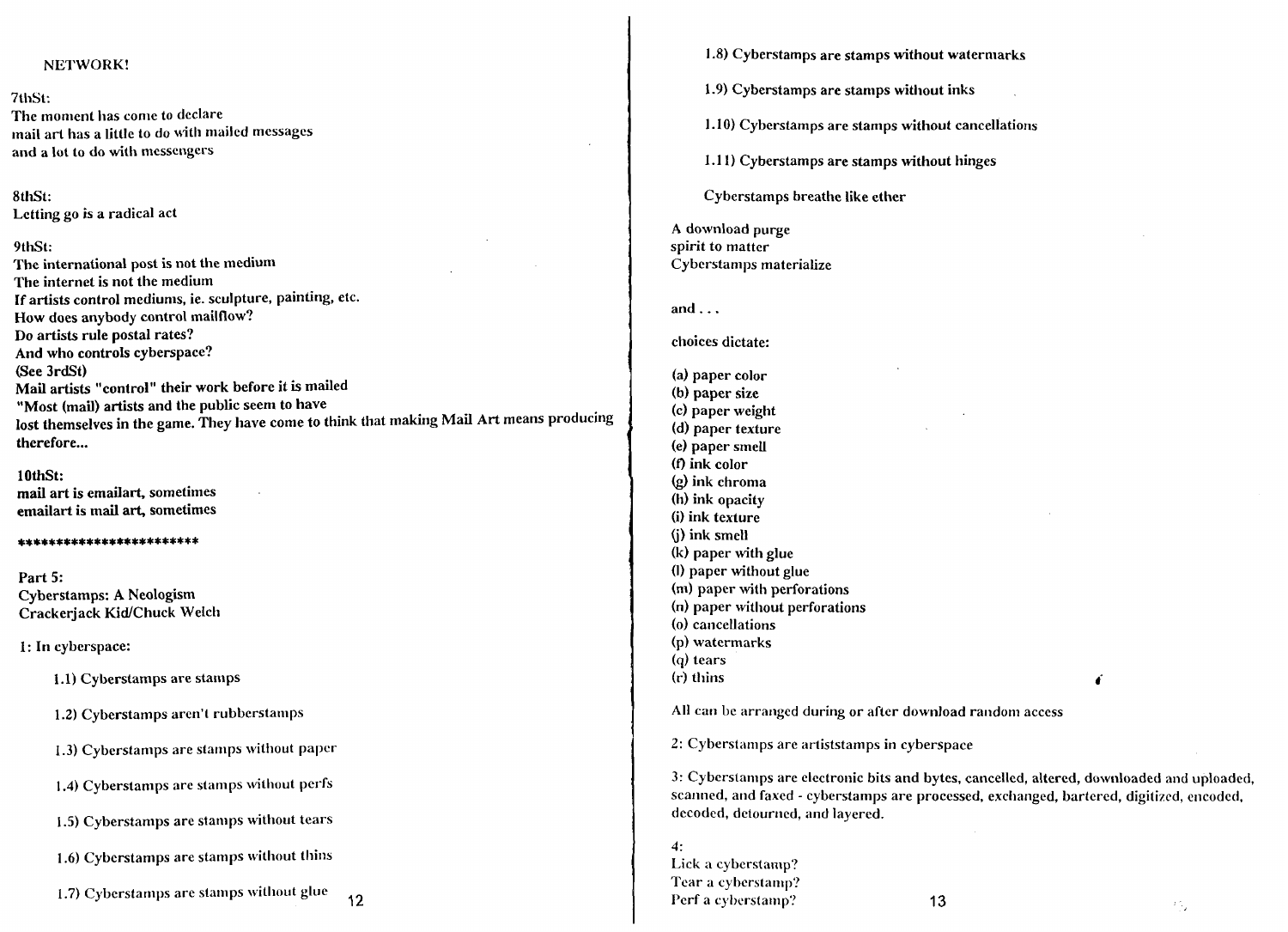NETWORK!

7thSt:
The moment has come to declare
mail art has a little to do with mailed messages
and a lot to do with messengers

8thSt:
Letting go is a radical act

9thSt:
The international post is not the medium
The internet is not the medium
If artists control mediums, ie. sculpture, painting, etc.
How does anybody control mailflow?
Do artists rule postal rates?
And who controls cyberspace?
(See 3rdSt)
Mail artists "control" their work before it is mailed
"Most (mail) artists and the public seem to have
lost themselves in the game. They have come to think that making Mail Art means producing
therefore...

10thSt:
mail art is emailart, sometimes
emailart is mail art, sometimes

************************

Part 5:
Cyberstamps: A Neologism
Crackerjack Kid/Chuck Welch

1: In cyberspace:

1.1) Cyberstamps are stamps

1.2) Cyberstamps aren't rubberstamps

1.3) Cyberstamps are stamps without paper

1.4) Cyberstamps are stamps without perfs

1.5) Cyberstamps are stamps without tears

1.6) Cyberstamps are stamps without thins

1.7) Cyberstamps are stamps without glue

1.8) Cyberstamps are stamps without watermarks

1.9) Cyberstamps are stamps without inks

1.10) Cyberstamps are stamps without cancellations

1.11) Cyberstamps are stamps without hinges

Cyberstamps breathe like ether

A download purge
spirit to matter
Cyberstamps materialize

and . . .

choices dictate:

(a) paper color
(b) paper size
(c) paper weight
(d) paper texture
(e) paper smell
(f) ink color
(g) ink chroma
(h) ink opacity
(i) ink texture
(j) ink smell
(k) paper with glue
(l) paper without glue
(m) paper with perforations
(n) paper without perforations
(o) cancellations
(p) watermarks
(q) tears
(r) thins

All can be arranged during or after download random access

2: Cyberstamps are artiststamps in cyberspace

3: Cyberstamps are electronic bits and bytes, cancelled, altered, downloaded and uploaded, scanned, and faxed - cyberstamps are processed, exchanged, bartered, digitized, encoded, decoded, detourned, and layered.

4:
Lick a cyberstamp?
Tear a cyberstamp?
Perf a cyberstamp?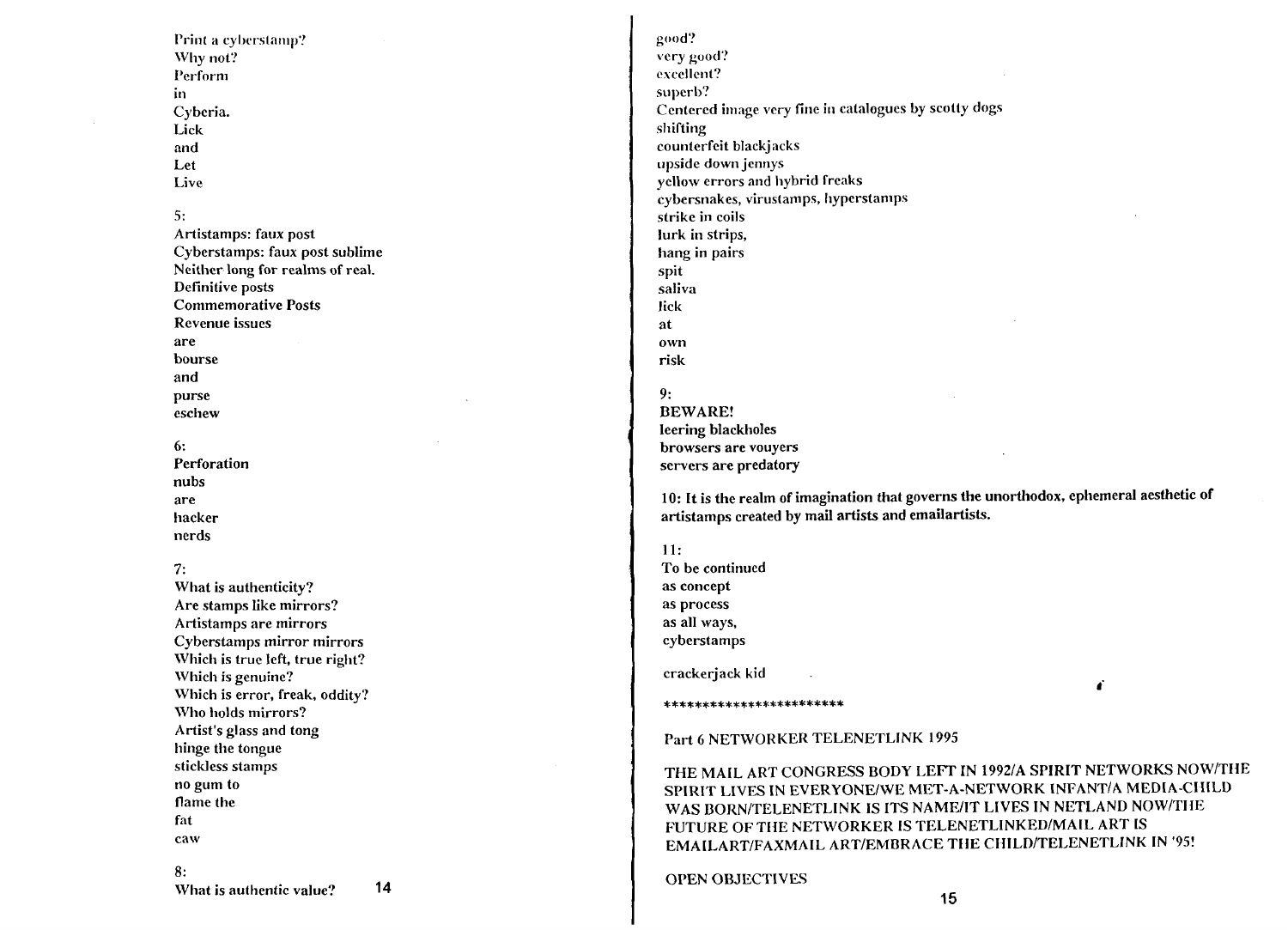Print a cyberstamp?
Why not?
Perform
in
Cyberia.
Lick
and
Let
Live

5:

**Artistamps: faux post**
**Cyberstamps: faux post sublime**
**Neither long for realms of real.**
**Definitive posts**
**Commemorative Posts**
**Revenue issues**
**are**
**bourse**
**and**
**purse**
**eschew**

6:

**Perforation**
**nubs**
**are**
**hacker**
**nerds**

7:

What is authenticity?
Are stamps like mirrors?
Artistamps are mirrors
Cyberstamps mirror mirrors
Which is true left, true right?
Which is genuine?
Which is error, freak, oddity?
Who holds mirrors?
Artist's glass and tong
hinge the tongue
stickless stamps
no gum to
flame the
fat
caw

8:

What is authentic value?
good?
very good?
excellent?
superb?
Centered image very fine in catalogues by scotty dogs
shifting
counterfeit blackjacks
upside down jennys
yellow errors and hybrid freaks
cybersnakes, virustamps, hyperstamps
strike in coils
lurk in strips,
hang in pairs
spit
saliva
lick
at
own
risk

9:

**BEWARE!**
**leering blackholes**
**browsers are vouyers**
**servers are predatory**

**10: It is the realm of imagination that governs the unorthodox, ephemeral aesthetic of artistamps created by mail artists and emailartists.**

11:

To be continued
as concept
as process
as all ways,
cyberstamps

crackerjack kid

************************

Part 6 NETWORKER TELENETLINK 1995

THE MAIL ART CONGRESS BODY LEFT IN 1992/A SPIRIT NETWORKS NOW/THE SPIRIT LIVES IN EVERYONE/WE MET-A-NETWORK INFANT/A MEDIA-CHILD WAS BORN/TELENETLINK IS ITS NAME/IT LIVES IN NETLAND NOW/THE FUTURE OF THE NETWORKER IS TELENETLINKED/MAIL ART IS EMAILART/FAXMAIL ART/EMBRACE THE CHILD/TELENETLINK IN '95!

OPEN OBJECTIVES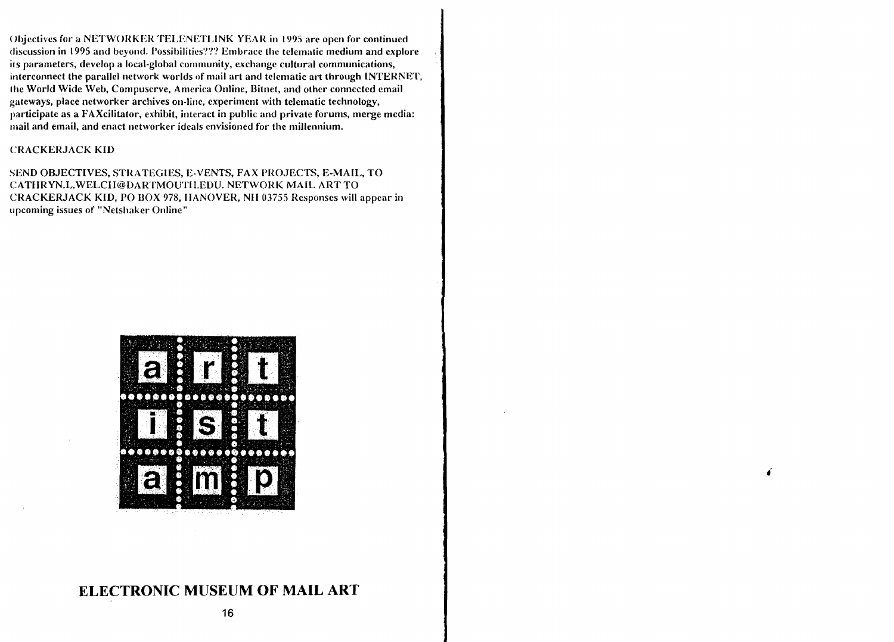Objectives for a NETWORKER TELENETLINK YEAR in 1995 are open for continued discussion in 1995 and beyond. Possibilities??? Embrace the telematic medium and explore its parameters, develop a local-global community, exchange cultural communications, interconnect the parallel network worlds of mail art and telematic art through INTERNET, the World Wide Web, Compuserve, America Online, Bitnet, and other connected email gateways, place networker archives on-line, experiment with telematic technology, participate as a FAXcilitator, exhibit, interact in public and private forums, merge media: mail and email, and enact networker ideals envisioned for the millennium.

CRACKERJACK KID

SEND OBJECTIVES, STRATEGIES, E-VENTS, FAX PROJECTS, E-MAIL, TO CATHRYN.L.WELCH@DARTMOUTH.EDU. NETWORK MAIL ART TO CRACKERJACK KID, PO BOX 978, HANOVER, NH 03755 Responses will appear in upcoming issues of "Netshaker Online"

a r t
i s t
a m p

## ELECTRONIC MUSEUM OF MAIL ART